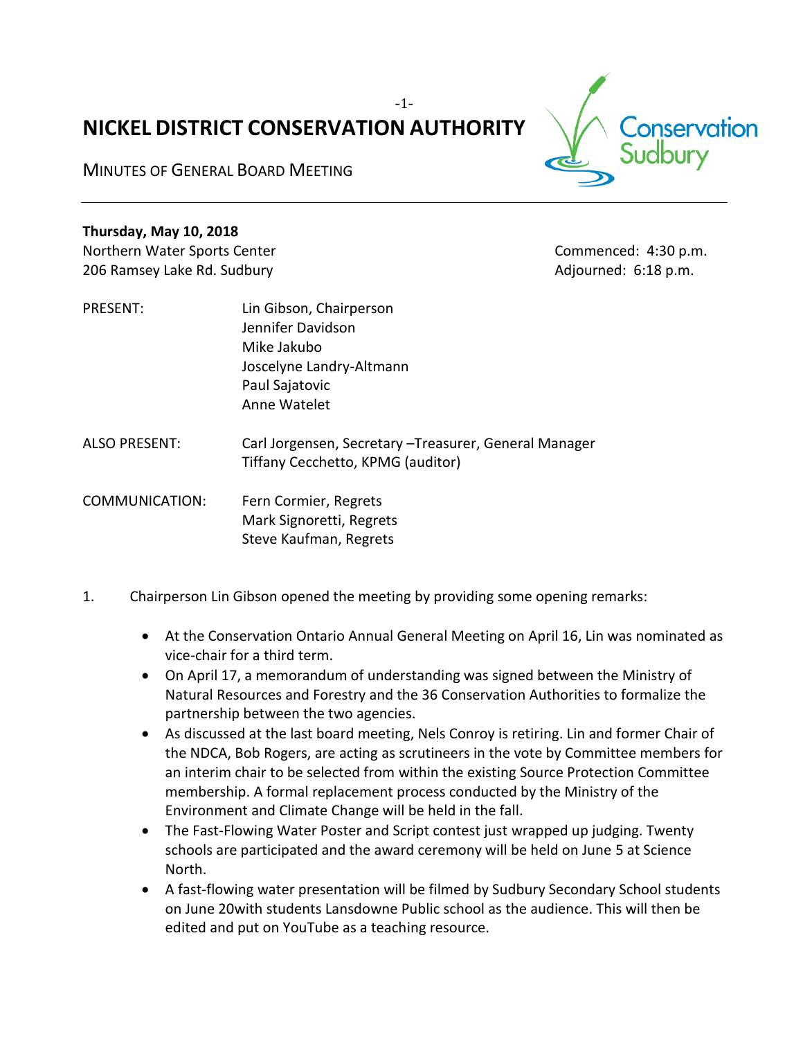# NICKEL DISTRICT CONSERVATION AUTHORITY

MINUTES OF GENERAL BOARD MEETING

**Thursday, May 10, 2018**

Northern Water Sports Center
206 Ramsey Lake Rd. Sudbury

Commenced: 4:30 p.m.
Adjourned: 6:18 p.m.

PRESENT: Lin Gibson, Chairperson
Jennifer Davidson
Mike Jakubo
Joscelyne Landry-Altmann
Paul Sajatovic
Anne Watelet

ALSO PRESENT: Carl Jorgensen, Secretary –Treasurer, General Manager
Tiffany Cecchetto, KPMG (auditor)

COMMUNICATION: Fern Cormier, Regrets
Mark Signoretti, Regrets
Steve Kaufman, Regrets

1. Chairperson Lin Gibson opened the meeting by providing some opening remarks:

   - At the Conservation Ontario Annual General Meeting on April 16, Lin was nominated as vice-chair for a third term.
   - On April 17, a memorandum of understanding was signed between the Ministry of Natural Resources and Forestry and the 36 Conservation Authorities to formalize the partnership between the two agencies.
   - As discussed at the last board meeting, Nels Conroy is retiring. Lin and former Chair of the NDCA, Bob Rogers, are acting as scrutineers in the vote by Committee members for an interim chair to be selected from within the existing Source Protection Committee membership. A formal replacement process conducted by the Ministry of the Environment and Climate Change will be held in the fall.
   - The Fast-Flowing Water Poster and Script contest just wrapped up judging. Twenty schools are participated and the award ceremony will be held on June 5 at Science North.
   - A fast-flowing water presentation will be filmed by Sudbury Secondary School students on June 20with students Lansdowne Public school as the audience. This will then be edited and put on YouTube as a teaching resource.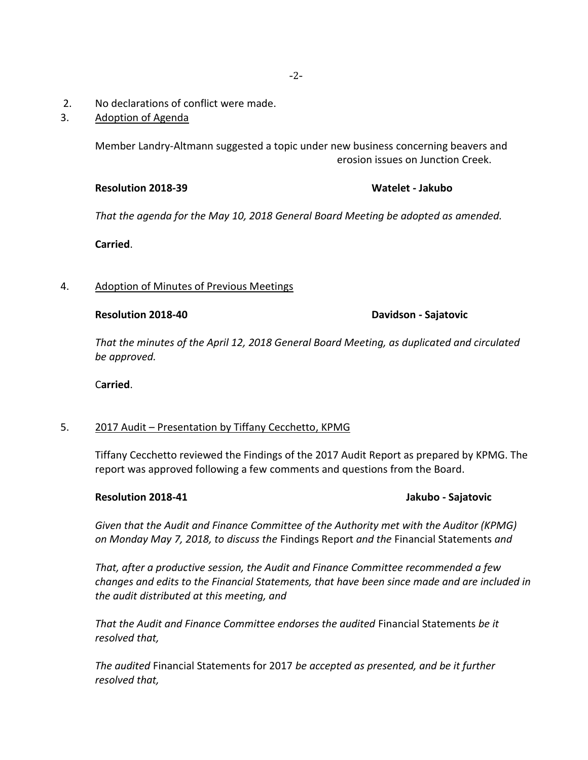2. No declarations of conflict were made.

3. <u>Adoption of Agenda</u>

   Member Landry-Altmann suggested a topic under new business concerning beavers and erosion issues on Junction Creek.

   **Resolution 2018-39** **Watelet - Jakubo**

   *That the agenda for the May 10, 2018 General Board Meeting be adopted as amended.*

   **Carried**.

4. <u>Adoption of Minutes of Previous Meetings</u>

   **Resolution 2018-40** **Davidson - Sajatovic**

   *That the minutes of the April 12, 2018 General Board Meeting, as duplicated and circulated be approved.*

   C**arried**.

5. <u>2017 Audit – Presentation by Tiffany Cecchetto, KPMG</u>

   Tiffany Cecchetto reviewed the Findings of the 2017 Audit Report as prepared by KPMG. The report was approved following a few comments and questions from the Board.

   **Resolution 2018-41** **Jakubo - Sajatovic**

   *Given that the Audit and Finance Committee of the Authority met with the Auditor (KPMG) on Monday May 7, 2018, to discuss the* Findings Report *and the* Financial Statements *and*

   *That, after a productive session, the Audit and Finance Committee recommended a few changes and edits to the Financial Statements, that have been since made and are included in the audit distributed at this meeting, and*

   *That the Audit and Finance Committee endorses the audited* Financial Statements *be it resolved that,*

   *The audited* Financial Statements for 2017 *be accepted as presented, and be it further resolved that,*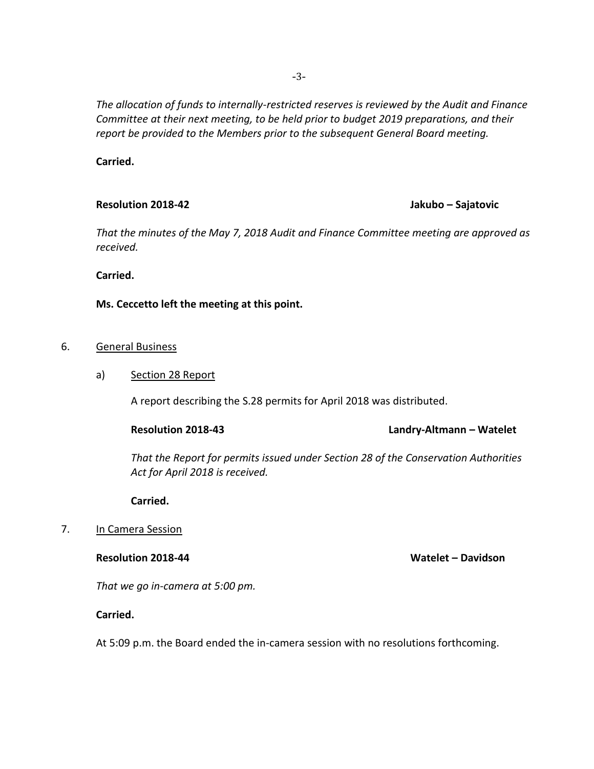*The allocation of funds to internally-restricted reserves is reviewed by the Audit and Finance Committee at their next meeting, to be held prior to budget 2019 preparations, and their report be provided to the Members prior to the subsequent General Board meeting.*

**Carried.**

**Resolution 2018-42** **Jakubo – Sajatovic**

*That the minutes of the May 7, 2018 Audit and Finance Committee meeting are approved as received.*

**Carried.**

**Ms. Ceccetto left the meeting at this point.**

6. General Business

   a) Section 28 Report

   A report describing the S.28 permits for April 2018 was distributed.

   **Resolution 2018-43** **Landry-Altmann – Watelet**

   *That the Report for permits issued under Section 28 of the Conservation Authorities Act for April 2018 is received.*

   **Carried.**

7. In Camera Session

**Resolution 2018-44** **Watelet – Davidson**

*That we go in-camera at 5:00 pm.*

**Carried.**

At 5:09 p.m. the Board ended the in-camera session with no resolutions forthcoming.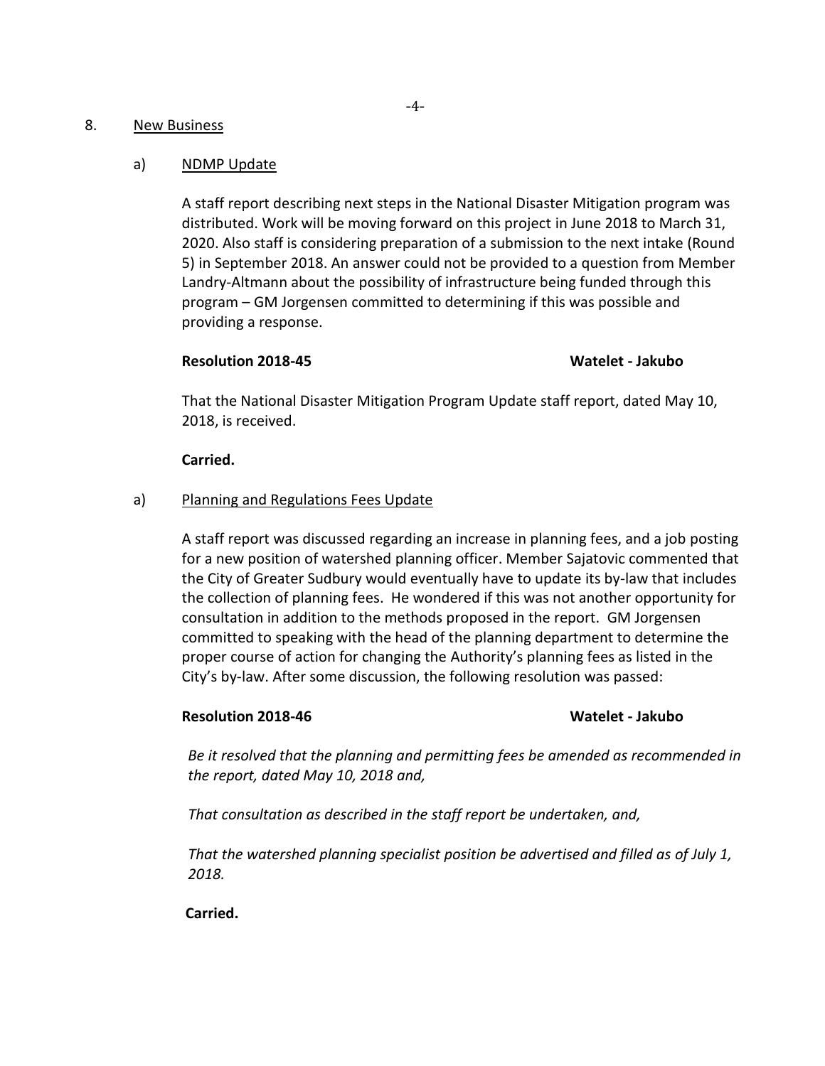8. <u>New Business</u>

a) <u>NDMP Update</u>

A staff report describing next steps in the National Disaster Mitigation program was distributed. Work will be moving forward on this project in June 2018 to March 31, 2020. Also staff is considering preparation of a submission to the next intake (Round 5) in September 2018. An answer could not be provided to a question from Member Landry-Altmann about the possibility of infrastructure being funded through this program – GM Jorgensen committed to determining if this was possible and providing a response.

**Resolution 2018-45** **Watelet - Jakubo**

That the National Disaster Mitigation Program Update staff report, dated May 10, 2018, is received.

**Carried.**

a) <u>Planning and Regulations Fees Update</u>

A staff report was discussed regarding an increase in planning fees, and a job posting for a new position of watershed planning officer. Member Sajatovic commented that the City of Greater Sudbury would eventually have to update its by-law that includes the collection of planning fees. He wondered if this was not another opportunity for consultation in addition to the methods proposed in the report. GM Jorgensen committed to speaking with the head of the planning department to determine the proper course of action for changing the Authority's planning fees as listed in the City's by-law. After some discussion, the following resolution was passed:

**Resolution 2018-46** **Watelet - Jakubo**

*Be it resolved that the planning and permitting fees be amended as recommended in the report, dated May 10, 2018 and,*

*That consultation as described in the staff report be undertaken, and,*

*That the watershed planning specialist position be advertised and filled as of July 1, 2018.*

**Carried.**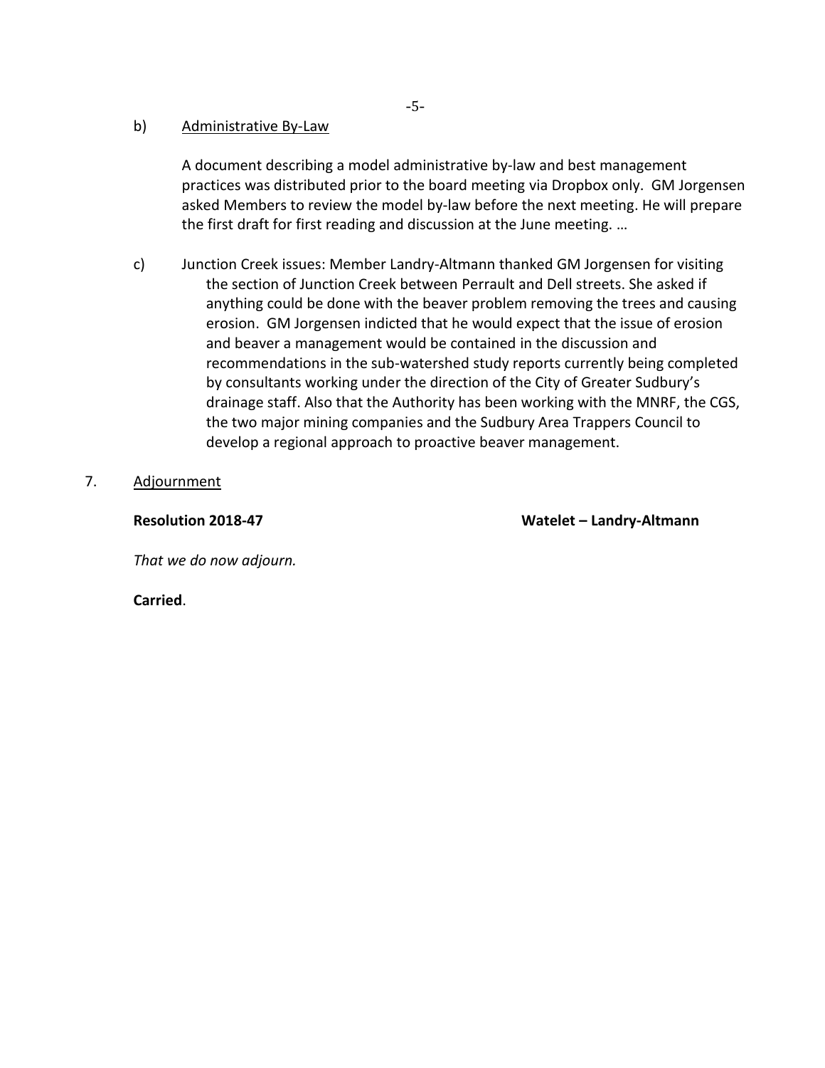b) Administrative By-Law

A document describing a model administrative by-law and best management practices was distributed prior to the board meeting via Dropbox only. GM Jorgensen asked Members to review the model by-law before the next meeting. He will prepare the first draft for first reading and discussion at the June meeting. …

c) Junction Creek issues: Member Landry-Altmann thanked GM Jorgensen for visiting the section of Junction Creek between Perrault and Dell streets. She asked if anything could be done with the beaver problem removing the trees and causing erosion. GM Jorgensen indicted that he would expect that the issue of erosion and beaver a management would be contained in the discussion and recommendations in the sub-watershed study reports currently being completed by consultants working under the direction of the City of Greater Sudbury's drainage staff. Also that the Authority has been working with the MNRF, the CGS, the two major mining companies and the Sudbury Area Trappers Council to develop a regional approach to proactive beaver management.

7. Adjournment

**Resolution 2018-47** **Watelet – Landry-Altmann**

*That we do now adjourn.*

**Carried**.